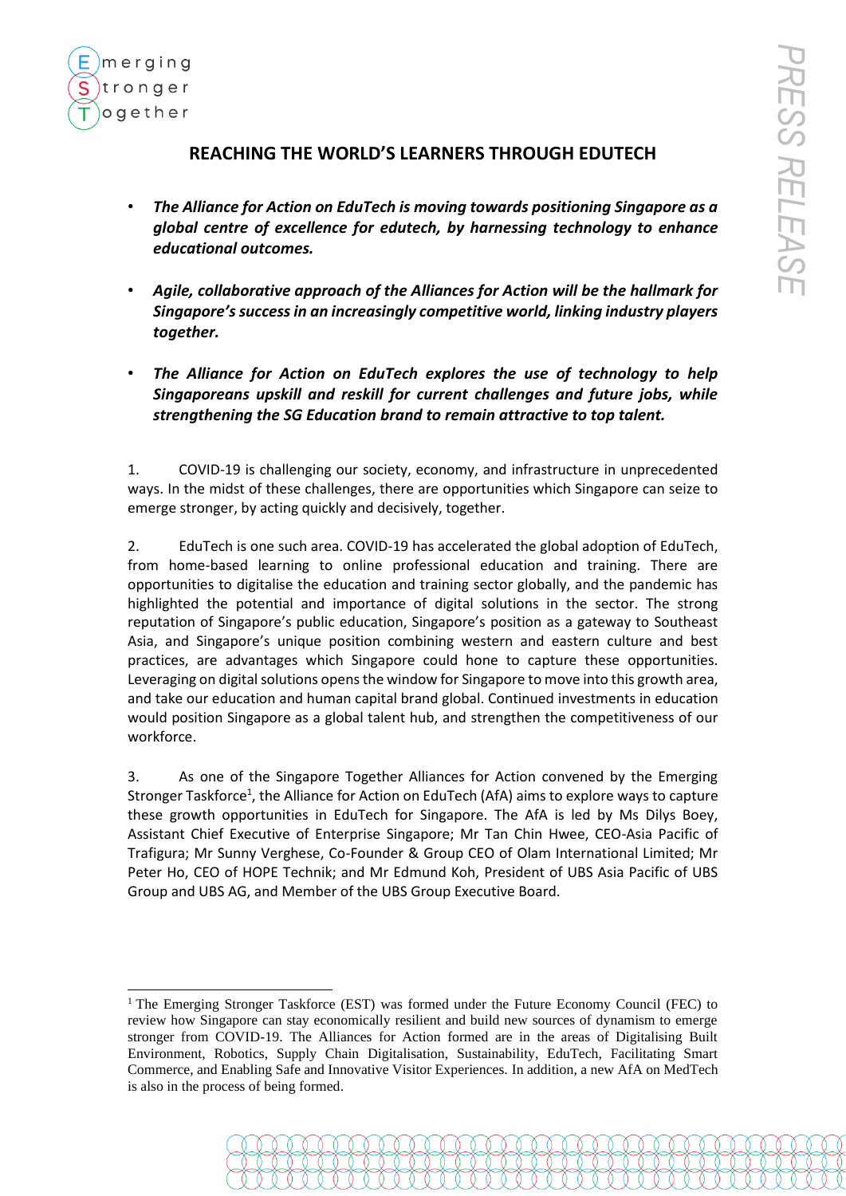# REACHING THE WORLD'S LEARNERS THROUGH EDUTECH

- ***The Alliance for Action on EduTech is moving towards positioning Singapore as a global centre of excellence for edutech, by harnessing technology to enhance educational outcomes.***

- ***Agile, collaborative approach of the Alliances for Action will be the hallmark for Singapore's success in an increasingly competitive world, linking industry players together.***

- ***The Alliance for Action on EduTech explores the use of technology to help Singaporeans upskill and reskill for current challenges and future jobs, while strengthening the SG Education brand to remain attractive to top talent.***

1. COVID-19 is challenging our society, economy, and infrastructure in unprecedented ways. In the midst of these challenges, there are opportunities which Singapore can seize to emerge stronger, by acting quickly and decisively, together.

2. EduTech is one such area. COVID-19 has accelerated the global adoption of EduTech, from home-based learning to online professional education and training. There are opportunities to digitalise the education and training sector globally, and the pandemic has highlighted the potential and importance of digital solutions in the sector. The strong reputation of Singapore's public education, Singapore's position as a gateway to Southeast Asia, and Singapore's unique position combining western and eastern culture and best practices, are advantages which Singapore could hone to capture these opportunities. Leveraging on digital solutions opens the window for Singapore to move into this growth area, and take our education and human capital brand global. Continued investments in education would position Singapore as a global talent hub, and strengthen the competitiveness of our workforce.

3. As one of the Singapore Together Alliances for Action convened by the Emerging Stronger Taskforce[1], the Alliance for Action on EduTech (AfA) aims to explore ways to capture these growth opportunities in EduTech for Singapore. The AfA is led by Ms Dilys Boey, Assistant Chief Executive of Enterprise Singapore; Mr Tan Chin Hwee, CEO-Asia Pacific of Trafigura; Mr Sunny Verghese, Co-Founder & Group CEO of Olam International Limited; Mr Peter Ho, CEO of HOPE Technik; and Mr Edmund Koh, President of UBS Asia Pacific of UBS Group and UBS AG, and Member of the UBS Group Executive Board.

---

[1] The Emerging Stronger Taskforce (EST) was formed under the Future Economy Council (FEC) to review how Singapore can stay economically resilient and build new sources of dynamism to emerge stronger from COVID-19. The Alliances for Action formed are in the areas of Digitalising Built Environment, Robotics, Supply Chain Digitalisation, Sustainability, EduTech, Facilitating Smart Commerce, and Enabling Safe and Innovative Visitor Experiences. In addition, a new AfA on MedTech is also in the process of being formed.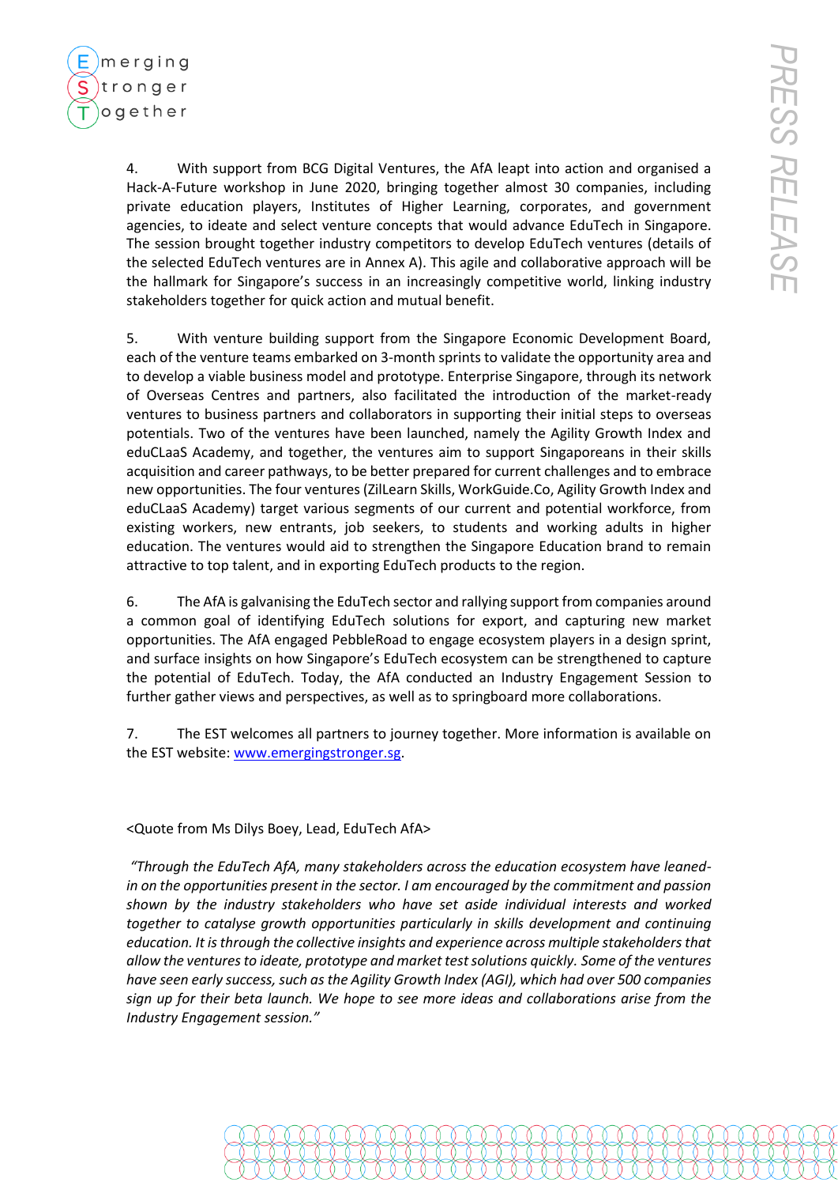4. With support from BCG Digital Ventures, the AfA leapt into action and organised a Hack-A-Future workshop in June 2020, bringing together almost 30 companies, including private education players, Institutes of Higher Learning, corporates, and government agencies, to ideate and select venture concepts that would advance EduTech in Singapore. The session brought together industry competitors to develop EduTech ventures (details of the selected EduTech ventures are in Annex A). This agile and collaborative approach will be the hallmark for Singapore's success in an increasingly competitive world, linking industry stakeholders together for quick action and mutual benefit.

5. With venture building support from the Singapore Economic Development Board, each of the venture teams embarked on 3-month sprints to validate the opportunity area and to develop a viable business model and prototype. Enterprise Singapore, through its network of Overseas Centres and partners, also facilitated the introduction of the market-ready ventures to business partners and collaborators in supporting their initial steps to overseas potentials. Two of the ventures have been launched, namely the Agility Growth Index and eduCLaaS Academy, and together, the ventures aim to support Singaporeans in their skills acquisition and career pathways, to be better prepared for current challenges and to embrace new opportunities. The four ventures (ZilLearn Skills, WorkGuide.Co, Agility Growth Index and eduCLaaS Academy) target various segments of our current and potential workforce, from existing workers, new entrants, job seekers, to students and working adults in higher education. The ventures would aid to strengthen the Singapore Education brand to remain attractive to top talent, and in exporting EduTech products to the region.

6. The AfA is galvanising the EduTech sector and rallying support from companies around a common goal of identifying EduTech solutions for export, and capturing new market opportunities. The AfA engaged PebbleRoad to engage ecosystem players in a design sprint, and surface insights on how Singapore's EduTech ecosystem can be strengthened to capture the potential of EduTech. Today, the AfA conducted an Industry Engagement Session to further gather views and perspectives, as well as to springboard more collaborations.

7. The EST welcomes all partners to journey together. More information is available on the EST website: [www.emergingstronger.sg](www.emergingstronger.sg).

<Quote from Ms Dilys Boey, Lead, EduTech AfA>

*"Through the EduTech AfA, many stakeholders across the education ecosystem have leaned-in on the opportunities present in the sector. I am encouraged by the commitment and passion shown by the industry stakeholders who have set aside individual interests and worked together to catalyse growth opportunities particularly in skills development and continuing education. It is through the collective insights and experience across multiple stakeholders that allow the ventures to ideate, prototype and market test solutions quickly. Some of the ventures have seen early success, such as the Agility Growth Index (AGI), which had over 500 companies sign up for their beta launch. We hope to see more ideas and collaborations arise from the Industry Engagement session."*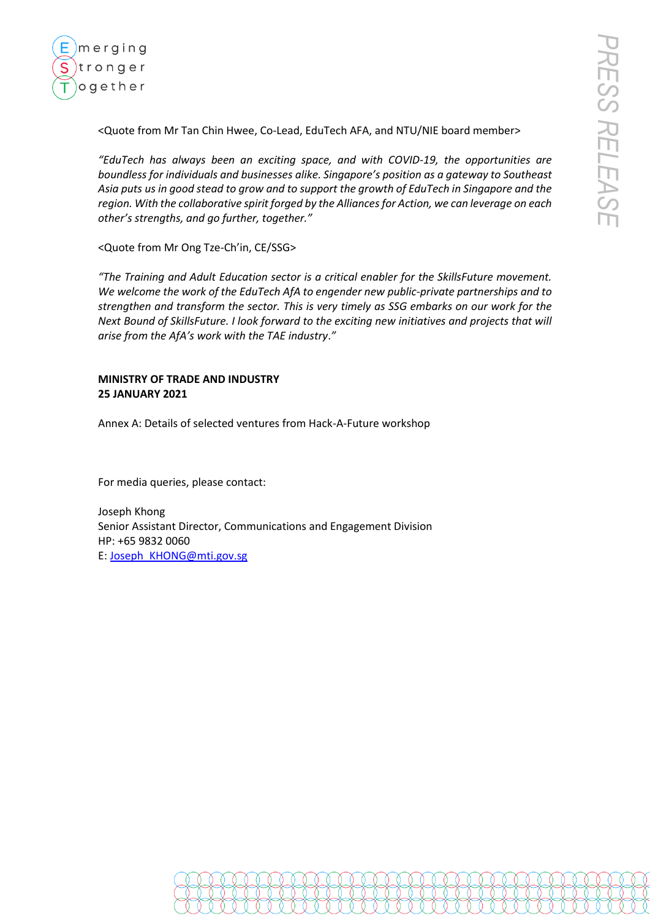<Quote from Mr Tan Chin Hwee, Co-Lead, EduTech AFA, and NTU/NIE board member>

*"EduTech has always been an exciting space, and with COVID-19, the opportunities are boundless for individuals and businesses alike. Singapore's position as a gateway to Southeast Asia puts us in good stead to grow and to support the growth of EduTech in Singapore and the region. With the collaborative spirit forged by the Alliances for Action, we can leverage on each other's strengths, and go further, together."*

<Quote from Mr Ong Tze-Ch'in, CE/SSG>

*"The Training and Adult Education sector is a critical enabler for the SkillsFuture movement. We welcome the work of the EduTech AfA to engender new public-private partnerships and to strengthen and transform the sector. This is very timely as SSG embarks on our work for the Next Bound of SkillsFuture. I look forward to the exciting new initiatives and projects that will arise from the AfA's work with the TAE industry."*

**MINISTRY OF TRADE AND INDUSTRY**
**25 JANUARY 2021**

Annex A: Details of selected ventures from Hack-A-Future workshop

For media queries, please contact:

Joseph Khong
Senior Assistant Director, Communications and Engagement Division
HP: +65 9832 0060
E: Joseph_KHONG@mti.gov.sg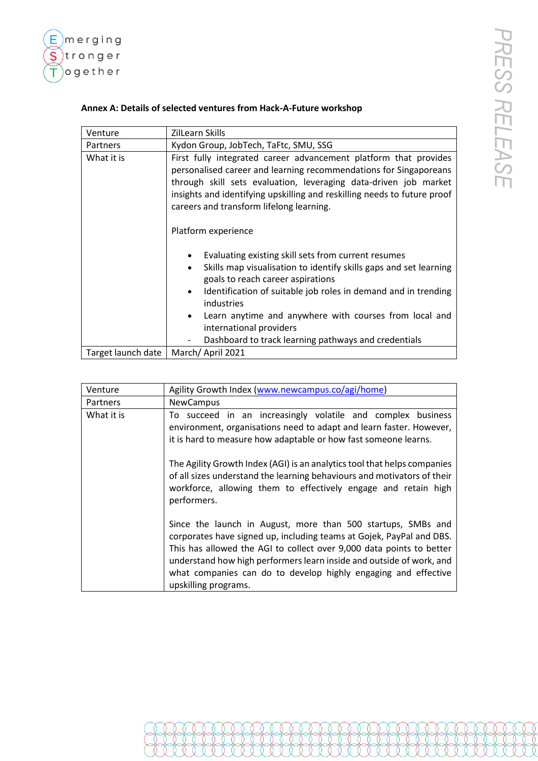**Annex A: Details of selected ventures from Hack-A-Future workshop**

| Venture | ZilLearn Skills |
|---|---|
| Partners | Kydon Group, JobTech, TaFtc, SMU, SSG |
| What it is | First fully integrated career advancement platform that provides personalised career and learning recommendations for Singaporeans through skill sets evaluation, leveraging data-driven job market insights and identifying upskilling and reskilling needs to future proof careers and transform lifelong learning.<br><br>Platform experience<br><br>• Evaluating existing skill sets from current resumes<br>• Skills map visualisation to identify skills gaps and set learning goals to reach career aspirations<br>• Identification of suitable job roles in demand and in trending industries<br>• Learn anytime and anywhere with courses from local and international providers<br>- Dashboard to track learning pathways and credentials |
| Target launch date | March/ April 2021 |

| Venture | Agility Growth Index (www.newcampus.co/agi/home) |
|---|---|
| Partners | NewCampus |
| What it is | To succeed in an increasingly volatile and complex business environment, organisations need to adapt and learn faster. However, it is hard to measure how adaptable or how fast someone learns.<br><br>The Agility Growth Index (AGI) is an analytics tool that helps companies of all sizes understand the learning behaviours and motivators of their workforce, allowing them to effectively engage and retain high performers.<br><br>Since the launch in August, more than 500 startups, SMBs and corporates have signed up, including teams at Gojek, PayPal and DBS. This has allowed the AGI to collect over 9,000 data points to better understand how high performers learn inside and outside of work, and what companies can do to develop highly engaging and effective upskilling programs. |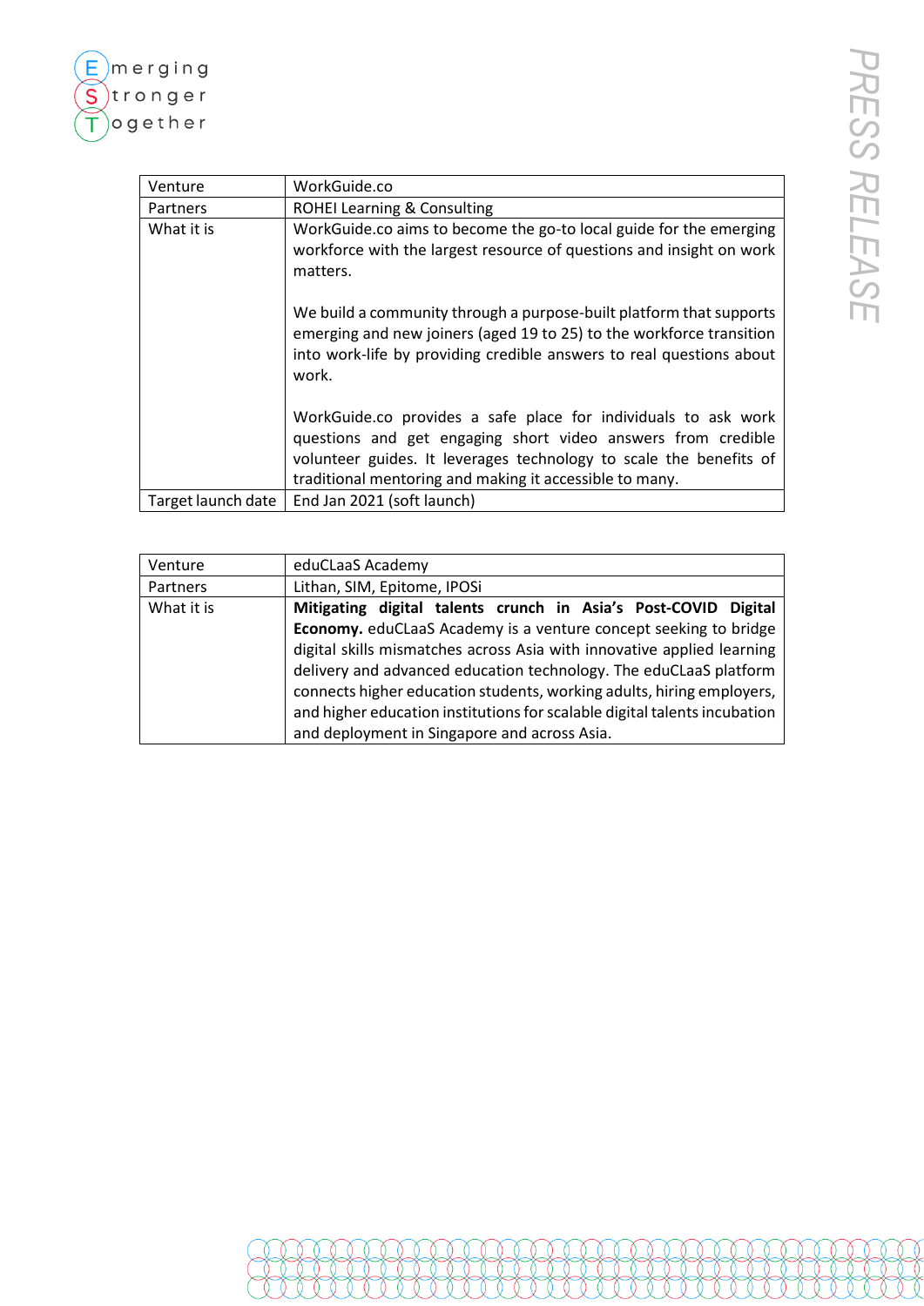| | |
|---|---|
| Venture | WorkGuide.co |
| Partners | ROHEI Learning & Consulting |
| What it is | WorkGuide.co aims to become the go-to local guide for the emerging workforce with the largest resource of questions and insight on work matters.<br><br>We build a community through a purpose-built platform that supports emerging and new joiners (aged 19 to 25) to the workforce transition into work-life by providing credible answers to real questions about work.<br><br>WorkGuide.co provides a safe place for individuals to ask work questions and get engaging short video answers from credible volunteer guides. It leverages technology to scale the benefits of traditional mentoring and making it accessible to many. |
| Target launch date | End Jan 2021 (soft launch) |

| | |
|---|---|
| Venture | eduCLaaS Academy |
| Partners | Lithan, SIM, Epitome, IPOSi |
| What it is | **Mitigating digital talents crunch in Asia's Post-COVID Digital Economy.** eduCLaaS Academy is a venture concept seeking to bridge digital skills mismatches across Asia with innovative applied learning delivery and advanced education technology. The eduCLaaS platform connects higher education students, working adults, hiring employers, and higher education institutions for scalable digital talents incubation and deployment in Singapore and across Asia. |